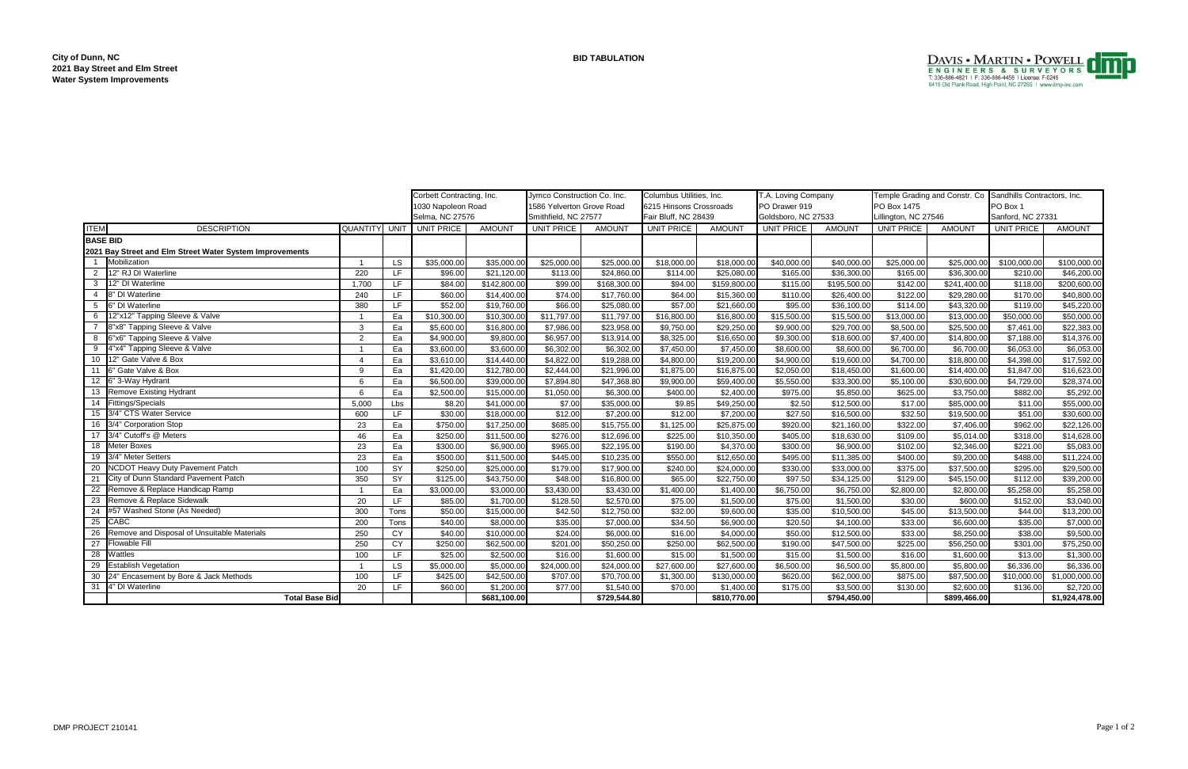**City of Dunn, NC**
**2021 Bay Street and Elm Street**
**Water System Improvements**

**BID TABULATION**

DAVIS • MARTIN • POWELL
ENGINEERS & SURVEYORS
T: 336-886-4821 | F: 336-886-4458 | License: F-0245
6415 Old Plank Road, High Point, NC 27265 | www.dmp-inc.com

| ITEM | DESCRIPTION | QUANTITY | UNIT | Corbett Contracting, Inc. 1030 Napoleon Road Selma, NC 27576 UNIT PRICE | AMOUNT | Jymco Construction Co. Inc. 1586 Yelverton Grove Road Smithfield, NC 27577 UNIT PRICE | AMOUNT | Columbus Utilities, Inc. 6215 Hinsons Crossroads Fair Bluff, NC 28439 UNIT PRICE | AMOUNT | T.A. Loving Company PO Drawer 919 Goldsboro, NC 27533 UNIT PRICE | AMOUNT | Temple Grading and Constr. Co PO Box 1475 Lillington, NC 27546 UNIT PRICE | AMOUNT | Sandhills Contractors, Inc. PO Box 1 Sanford, NC 27331 UNIT PRICE | AMOUNT |
|---|---|---|---|---|---|---|---|---|---|---|---|---|---|---|---|
| **BASE BID** | | | | | | | | | | | | | | | |
| **2021 Bay Street and Elm Street Water System Improvements** | | | | | | | | | | | | | | | |
| 1 | Mobilization | 1 | LS | $35,000.00 | $35,000.00 | $25,000.00 | $25,000.00 | $18,000.00 | $18,000.00 | $40,000.00 | $40,000.00 | $25,000.00 | $25,000.00 | $100,000.00 | $100,000.00 |
| 2 | 12" RJ DI Waterline | 220 | LF | $96.00 | $21,120.00 | $113.00 | $24,860.00 | $114.00 | $25,080.00 | $165.00 | $36,300.00 | $165.00 | $36,300.00 | $210.00 | $46,200.00 |
| 3 | 12" DI Waterline | 1,700 | LF | $84.00 | $142,800.00 | $99.00 | $168,300.00 | $94.00 | $159,800.00 | $115.00 | $195,500.00 | $142.00 | $241,400.00 | $118.00 | $200,600.00 |
| 4 | 8" DI Waterline | 240 | LF | $60.00 | $14,400.00 | $74.00 | $17,760.00 | $64.00 | $15,360.00 | $110.00 | $26,400.00 | $122.00 | $29,280.00 | $170.00 | $40,800.00 |
| 5 | 6" DI Waterline | 380 | LF | $52.00 | $19,760.00 | $66.00 | $25,080.00 | $57.00 | $21,660.00 | $95.00 | $36,100.00 | $114.00 | $43,320.00 | $119.00 | $45,220.00 |
| 6 | 12"x12" Tapping Sleeve & Valve | 1 | Ea | $10,300.00 | $10,300.00 | $11,797.00 | $11,797.00 | $16,800.00 | $16,800.00 | $15,500.00 | $15,500.00 | $13,000.00 | $13,000.00 | $50,000.00 | $50,000.00 |
| 7 | 8"x8" Tapping Sleeve & Valve | 3 | Ea | $5,600.00 | $16,800.00 | $7,986.00 | $23,958.00 | $9,750.00 | $29,250.00 | $9,900.00 | $29,700.00 | $8,500.00 | $25,500.00 | $7,461.00 | $22,383.00 |
| 8 | 6"x6" Tapping Sleeve & Valve | 2 | Ea | $4,900.00 | $9,800.00 | $6,957.00 | $13,914.00 | $8,325.00 | $16,650.00 | $9,300.00 | $18,600.00 | $7,400.00 | $14,800.00 | $7,188.00 | $14,376.00 |
| 9 | 4"x4" Tapping Sleeve & Valve | 1 | Ea | $3,600.00 | $3,600.00 | $6,302.00 | $6,302.00 | $7,450.00 | $7,450.00 | $8,600.00 | $8,600.00 | $6,700.00 | $6,700.00 | $6,053.00 | $6,053.00 |
| 10 | 12" Gate Valve & Box | 4 | Ea | $3,610.00 | $14,440.00 | $4,822.00 | $19,288.00 | $4,800.00 | $19,200.00 | $4,900.00 | $19,600.00 | $4,700.00 | $18,800.00 | $4,398.00 | $17,592.00 |
| 11 | 6" Gate Valve & Box | 9 | Ea | $1,420.00 | $12,780.00 | $2,444.00 | $21,996.00 | $1,875.00 | $16,875.00 | $2,050.00 | $18,450.00 | $1,600.00 | $14,400.00 | $1,847.00 | $16,623.00 |
| 12 | 6" 3-Way Hydrant | 6 | Ea | $6,500.00 | $39,000.00 | $7,894.80 | $47,368.80 | $9,900.00 | $59,400.00 | $5,550.00 | $33,300.00 | $5,100.00 | $30,600.00 | $4,729.00 | $28,374.00 |
| 13 | Remove Existing Hydrant | 6 | Ea | $2,500.00 | $15,000.00 | $1,050.00 | $6,300.00 | $400.00 | $2,400.00 | $975.00 | $5,850.00 | $625.00 | $3,750.00 | $882.00 | $5,292.00 |
| 14 | Fittings/Specials | 5,000 | Lbs | $8.20 | $41,000.00 | $7.00 | $35,000.00 | $9.85 | $49,250.00 | $2.50 | $12,500.00 | $17.00 | $85,000.00 | $11.00 | $55,000.00 |
| 15 | 3/4" CTS Water Service | 600 | LF | $30.00 | $18,000.00 | $12.00 | $7,200.00 | $12.00 | $7,200.00 | $27.50 | $16,500.00 | $32.50 | $19,500.00 | $51.00 | $30,600.00 |
| 16 | 3/4" Corporation Stop | 23 | Ea | $750.00 | $17,250.00 | $685.00 | $15,755.00 | $1,125.00 | $25,875.00 | $920.00 | $21,160.00 | $322.00 | $7,406.00 | $962.00 | $22,126.00 |
| 17 | 3/4" Cutoff's @ Meters | 46 | Ea | $250.00 | $11,500.00 | $276.00 | $12,696.00 | $225.00 | $10,350.00 | $405.00 | $18,630.00 | $109.00 | $5,014.00 | $318.00 | $14,628.00 |
| 18 | Meter Boxes | 23 | Ea | $300.00 | $6,900.00 | $965.00 | $22,195.00 | $190.00 | $4,370.00 | $300.00 | $6,900.00 | $102.00 | $2,346.00 | $221.00 | $5,083.00 |
| 19 | 3/4" Meter Setters | 23 | Ea | $500.00 | $11,500.00 | $445.00 | $10,235.00 | $550.00 | $12,650.00 | $495.00 | $11,385.00 | $400.00 | $9,200.00 | $488.00 | $11,224.00 |
| 20 | NCDOT Heavy Duty Pavement Patch | 100 | SY | $250.00 | $25,000.00 | $179.00 | $17,900.00 | $240.00 | $24,000.00 | $330.00 | $33,000.00 | $375.00 | $37,500.00 | $295.00 | $29,500.00 |
| 21 | City of Dunn Standard Pavement Patch | 350 | SY | $125.00 | $43,750.00 | $48.00 | $16,800.00 | $65.00 | $22,750.00 | $97.50 | $34,125.00 | $129.00 | $45,150.00 | $112.00 | $39,200.00 |
| 22 | Remove & Replace Handicap Ramp | 1 | Ea | $3,000.00 | $3,000.00 | $3,430.00 | $3,430.00 | $1,400.00 | $1,400.00 | $6,750.00 | $6,750.00 | $2,800.00 | $2,800.00 | $5,258.00 | $5,258.00 |
| 23 | Remove & Replace Sidewalk | 20 | LF | $85.00 | $1,700.00 | $128.50 | $2,570.00 | $75.00 | $1,500.00 | $75.00 | $1,500.00 | $30.00 | $600.00 | $152.00 | $3,040.00 |
| 24 | #57 Washed Stone (As Needed) | 300 | Tons | $50.00 | $15,000.00 | $42.50 | $12,750.00 | $32.00 | $9,600.00 | $35.00 | $10,500.00 | $45.00 | $13,500.00 | $44.00 | $13,200.00 |
| 25 | CABC | 200 | Tons | $40.00 | $8,000.00 | $35.00 | $7,000.00 | $34.50 | $6,900.00 | $20.50 | $4,100.00 | $33.00 | $6,600.00 | $35.00 | $7,000.00 |
| 26 | Remove and Disposal of Unsuitable Materials | 250 | CY | $40.00 | $10,000.00 | $24.00 | $6,000.00 | $16.00 | $4,000.00 | $50.00 | $12,500.00 | $33.00 | $8,250.00 | $38.00 | $9,500.00 |
| 27 | Flowable Fill | 250 | CY | $250.00 | $62,500.00 | $201.00 | $50,250.00 | $250.00 | $62,500.00 | $190.00 | $47,500.00 | $225.00 | $56,250.00 | $301.00 | $75,250.00 |
| 28 | Wattles | 100 | LF | $25.00 | $2,500.00 | $16.00 | $1,600.00 | $15.00 | $1,500.00 | $15.00 | $1,500.00 | $16.00 | $1,600.00 | $13.00 | $1,300.00 |
| 29 | Establish Vegetation | 1 | LS | $5,000.00 | $5,000.00 | $24,000.00 | $24,000.00 | $27,600.00 | $27,600.00 | $6,500.00 | $6,500.00 | $5,800.00 | $5,800.00 | $6,336.00 | $6,336.00 |
| 30 | 24" Encasement by Bore & Jack Methods | 100 | LF | $425.00 | $42,500.00 | $707.00 | $70,700.00 | $1,300.00 | $130,000.00 | $620.00 | $62,000.00 | $875.00 | $87,500.00 | $10,000.00 | $1,000,000.00 |
| 31 | 4" DI Waterline | 20 | LF | $60.00 | $1,200.00 | $77.00 | $1,540.00 | $70.00 | $1,400.00 | $175.00 | $3,500.00 | $130.00 | $2,600.00 | $136.00 | $2,720.00 |
| | **Total Base Bid** | | | | **$681,100.00** | | **$729,544.80** | | **$810,770.00** | | **$794,450.00** | | **$899,466.00** | | **$1,924,478.00** |

DMP PROJECT 210141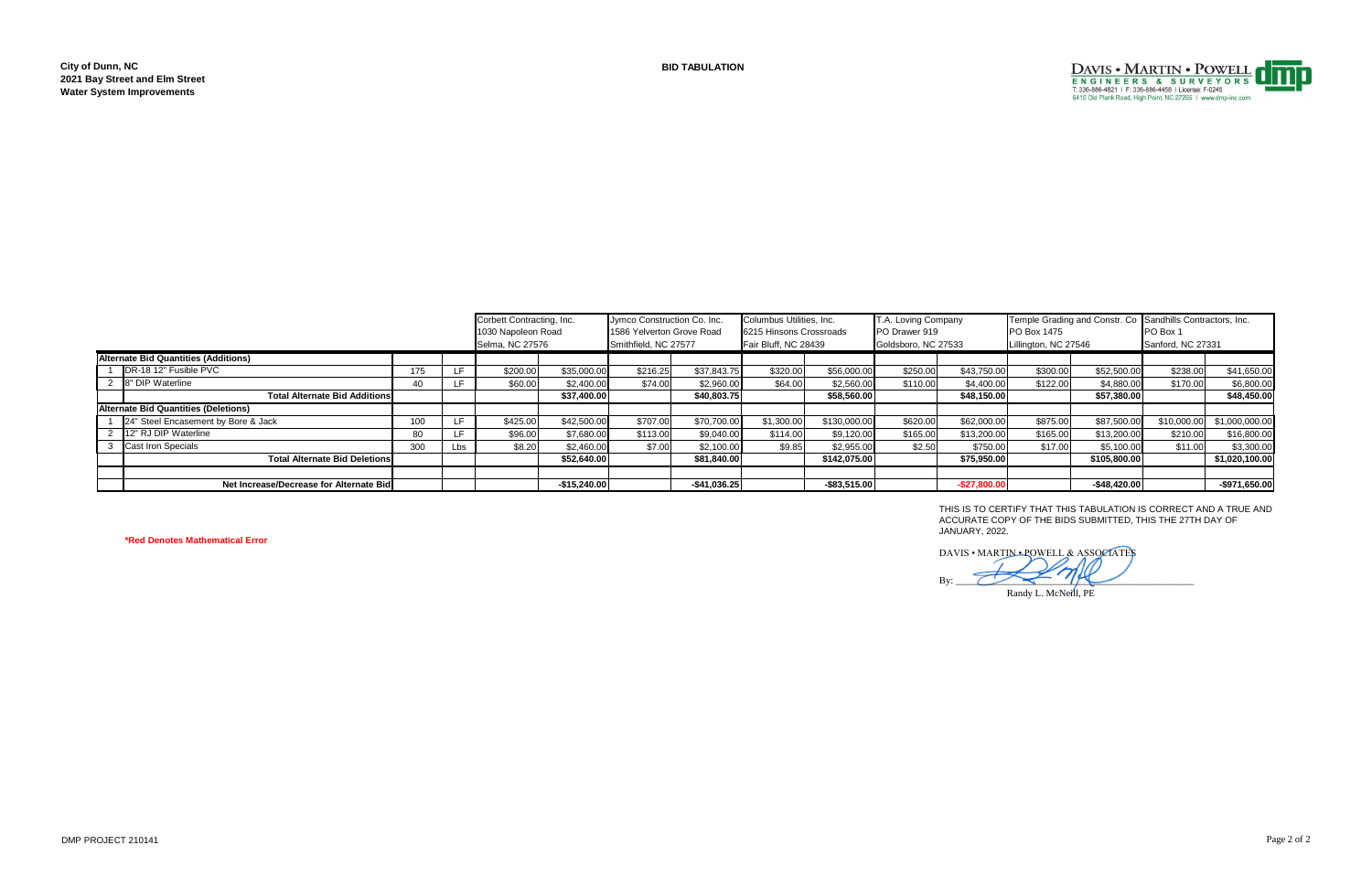**City of Dunn, NC**
**2021 Bay Street and Elm Street**
**Water System Improvements**

**BID TABULATION**

DAVIS • MARTIN • POWELL
ENGINEERS & SURVEYORS
T: 336-886-4821 | F: 336-886-4458 | License: F-0245
6415 Old Plank Road, High Point, NC 27265 | www.dmp-inc.com

| | | | | Corbett Contracting, Inc. 1030 Napoleon Road Selma, NC 27576 | | Jymco Construction Co. Inc. 1586 Yelverton Grove Road Smithfield, NC 27577 | | Columbus Utilities, Inc. 6215 Hinsons Crossroads Fair Bluff, NC 28439 | | T.A. Loving Company PO Drawer 919 Goldsboro, NC 27533 | | Temple Grading and Constr. Co PO Box 1475 Lillington, NC 27546 | | Sandhills Contractors, Inc. PO Box 1 Sanford, NC 27331 | |
|---|---|---|---|---|---|---|---|---|---|---|---|---|---|---|---|
| **Alternate Bid Quantities (Additions)** | | | | | | | | | | | | | | | |
| 1 | DR-18 12" Fusible PVC | 175 | LF | $200.00 | $35,000.00 | $216.25 | $37,843.75 | $320.00 | $56,000.00 | $250.00 | $43,750.00 | $300.00 | $52,500.00 | $238.00 | $41,650.00 |
| 2 | 8" DIP Waterline | 40 | LF | $60.00 | $2,400.00 | $74.00 | $2,960.00 | $64.00 | $2,560.00 | $110.00 | $4,400.00 | $122.00 | $4,880.00 | $170.00 | $6,800.00 |
| | **Total Alternate Bid Additions** | | | | **$37,400.00** | | **$40,803.75** | | **$58,560.00** | | **$48,150.00** | | **$57,380.00** | | **$48,450.00** |
| **Alternate Bid Quantities (Deletions)** | | | | | | | | | | | | | | | |
| 1 | 24" Steel Encasement by Bore & Jack | 100 | LF | $425.00 | $42,500.00 | $707.00 | $70,700.00 | $1,300.00 | $130,000.00 | $620.00 | $62,000.00 | $875.00 | $87,500.00 | $10,000.00 | $1,000,000.00 |
| 2 | 12" RJ DIP Waterline | 80 | LF | $96.00 | $7,680.00 | $113.00 | $9,040.00 | $114.00 | $9,120.00 | $165.00 | $13,200.00 | $165.00 | $13,200.00 | $210.00 | $16,800.00 |
| 3 | Cast Iron Specials | 300 | Lbs | $8.20 | $2,460.00 | $7.00 | $2,100.00 | $9.85 | $2,955.00 | $2.50 | $750.00 | $17.00 | $5,100.00 | $11.00 | $3,300.00 |
| | **Total Alternate Bid Deletions** | | | | **$52,640.00** | | **$81,840.00** | | **$142,075.00** | | **$75,950.00** | | **$105,800.00** | | **$1,020,100.00** |
| | | | | | | | | | | | | | | | |
| | **Net Increase/Decrease for Alternate Bid** | | | | **-$15,240.00** | | **-$41,036.25** | | **-$83,515.00** | | **-$27,800.00** | | **-$48,420.00** | | **-$971,650.00** |

**\*Red Denotes Mathematical Error**

THIS IS TO CERTIFY THAT THIS TABULATION IS CORRECT AND A TRUE AND ACCURATE COPY OF THE BIDS SUBMITTED, THIS THE 27TH DAY OF JANUARY, 2022.

DAVIS • MARTIN • POWELL & ASSOCIATES

By: ______________________

Randy L. McNeill, PE

DMP PROJECT 210141